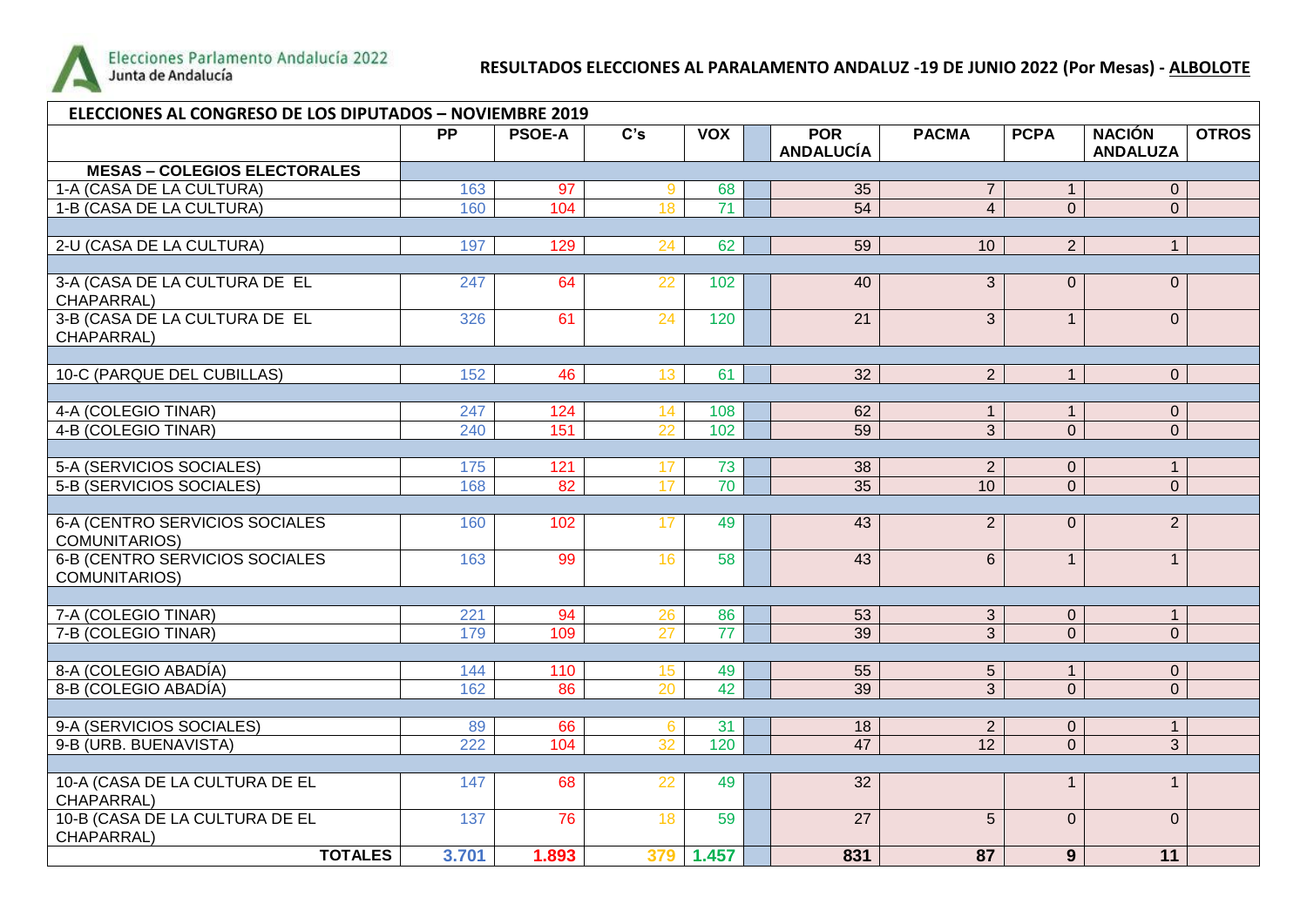Elecciones Parlamento Andalucía 2022
Junta de Andalucía

**RESULTADOS ELECCIONES AL PARALAMENTO ANDALUZ -19 DE JUNIO 2022 (Por Mesas) - ALBOLOTE**

**ELECCIONES AL CONGRESO DE LOS DIPUTADOS – NOVIEMBRE 2019**

| | PP | PSOE-A | C's | VOX | | POR ANDALUCÍA | PACMA | PCPA | NACIÓN ANDALUZA | OTROS |
|---|---|---|---|---|---|---|---|---|---|---|
| **MESAS – COLEGIOS ELECTORALES** | | | | | | | | | | |
| 1-A (CASA DE LA CULTURA) | 163 | 97 | 9 | 68 | | 35 | 7 | 1 | 0 | |
| 1-B (CASA DE LA CULTURA) | 160 | 104 | 18 | 71 | | 54 | 4 | 0 | 0 | |
| 2-U (CASA DE LA CULTURA) | 197 | 129 | 24 | 62 | | 59 | 10 | 2 | 1 | |
| 3-A (CASA DE LA CULTURA DE EL CHAPARRAL) | 247 | 64 | 22 | 102 | | 40 | 3 | 0 | 0 | |
| 3-B (CASA DE LA CULTURA DE EL CHAPARRAL) | 326 | 61 | 24 | 120 | | 21 | 3 | 1 | 0 | |
| 10-C (PARQUE DEL CUBILLAS) | 152 | 46 | 13 | 61 | | 32 | 2 | 1 | 0 | |
| 4-A (COLEGIO TINAR) | 247 | 124 | 14 | 108 | | 62 | 1 | 1 | 0 | |
| 4-B (COLEGIO TINAR) | 240 | 151 | 22 | 102 | | 59 | 3 | 0 | 0 | |
| 5-A (SERVICIOS SOCIALES) | 175 | 121 | 17 | 73 | | 38 | 2 | 0 | 1 | |
| 5-B (SERVICIOS SOCIALES) | 168 | 82 | 17 | 70 | | 35 | 10 | 0 | 0 | |
| 6-A (CENTRO SERVICIOS SOCIALES COMUNITARIOS) | 160 | 102 | 17 | 49 | | 43 | 2 | 0 | 2 | |
| 6-B (CENTRO SERVICIOS SOCIALES COMUNITARIOS) | 163 | 99 | 16 | 58 | | 43 | 6 | 1 | 1 | |
| 7-A (COLEGIO TINAR) | 221 | 94 | 26 | 86 | | 53 | 3 | 0 | 1 | |
| 7-B (COLEGIO TINAR) | 179 | 109 | 27 | 77 | | 39 | 3 | 0 | 0 | |
| 8-A (COLEGIO ABADÍA) | 144 | 110 | 15 | 49 | | 55 | 5 | 1 | 0 | |
| 8-B (COLEGIO ABADÍA) | 162 | 86 | 20 | 42 | | 39 | 3 | 0 | 0 | |
| 9-A (SERVICIOS SOCIALES) | 89 | 66 | 6 | 31 | | 18 | 2 | 0 | 1 | |
| 9-B (URB. BUENAVISTA) | 222 | 104 | 32 | 120 | | 47 | 12 | 0 | 3 | |
| 10-A (CASA DE LA CULTURA DE EL CHAPARRAL) | 147 | 68 | 22 | 49 | | 32 | | 1 | 1 | |
| 10-B (CASA DE LA CULTURA DE EL CHAPARRAL) | 137 | 76 | 18 | 59 | | 27 | 5 | 0 | 0 | |
| **TOTALES** | **3.701** | **1.893** | **379** | **1.457** | | **831** | **87** | **9** | **11** | |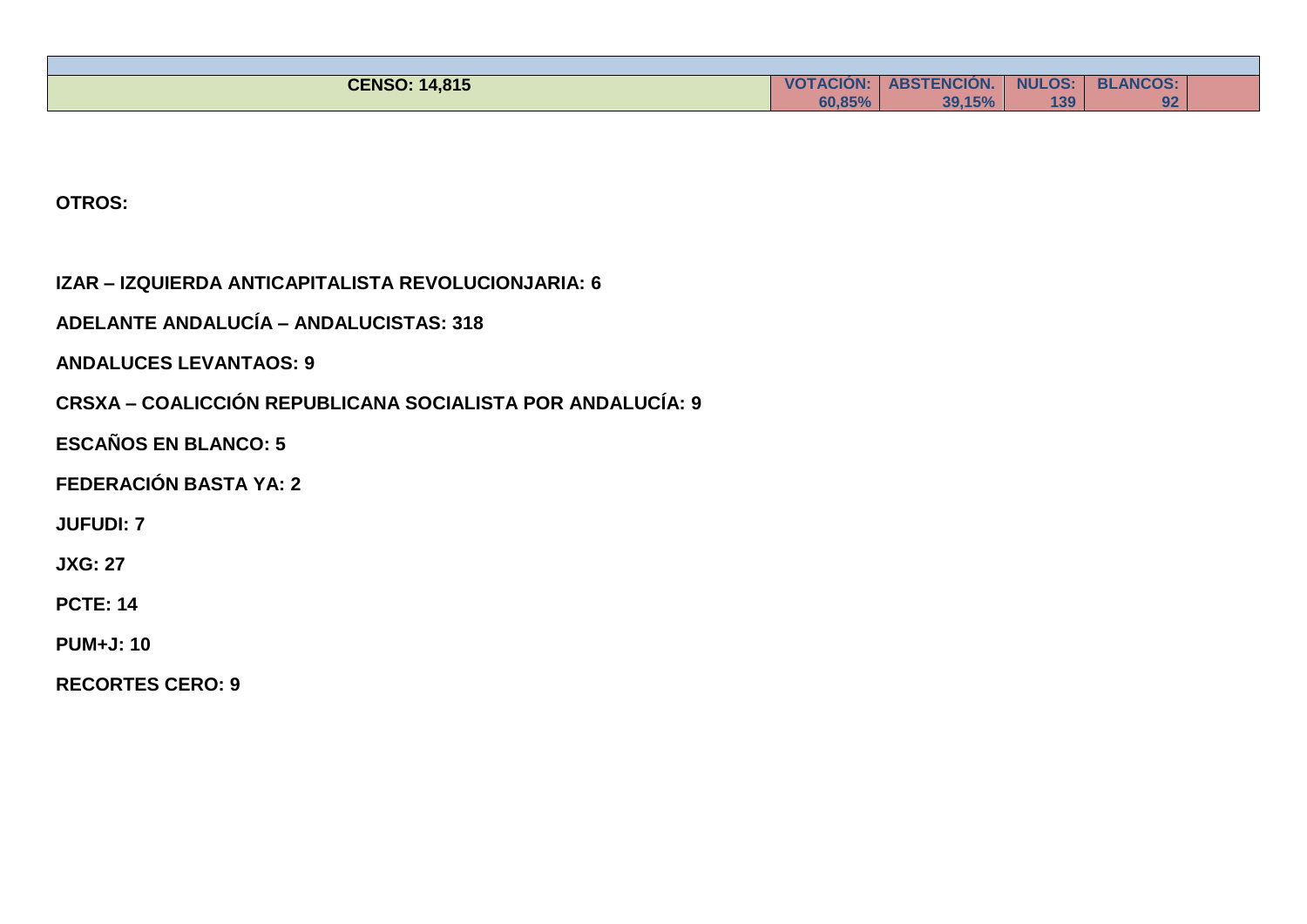| | | | | | |
|---|---|---|---|---|---|
| CENSO: 14,815 | VOTACIÓN: 60,85% | ABSTENCIÓN. 39,15% | NULOS: 139 | BLANCOS: 92 | |

**OTROS:**

**IZAR – IZQUIERDA ANTICAPITALISTA REVOLUCIONJARIA: 6**

**ADELANTE ANDALUCÍA – ANDALUCISTAS: 318**

**ANDALUCES LEVANTAOS: 9**

**CRSXA – COALICCIÓN REPUBLICANA SOCIALISTA POR ANDALUCÍA: 9**

**ESCAÑOS EN BLANCO: 5**

**FEDERACIÓN BASTA YA: 2**

**JUFUDI: 7**

**JXG: 27**

**PCTE: 14**

**PUM+J: 10**

**RECORTES CERO: 9**